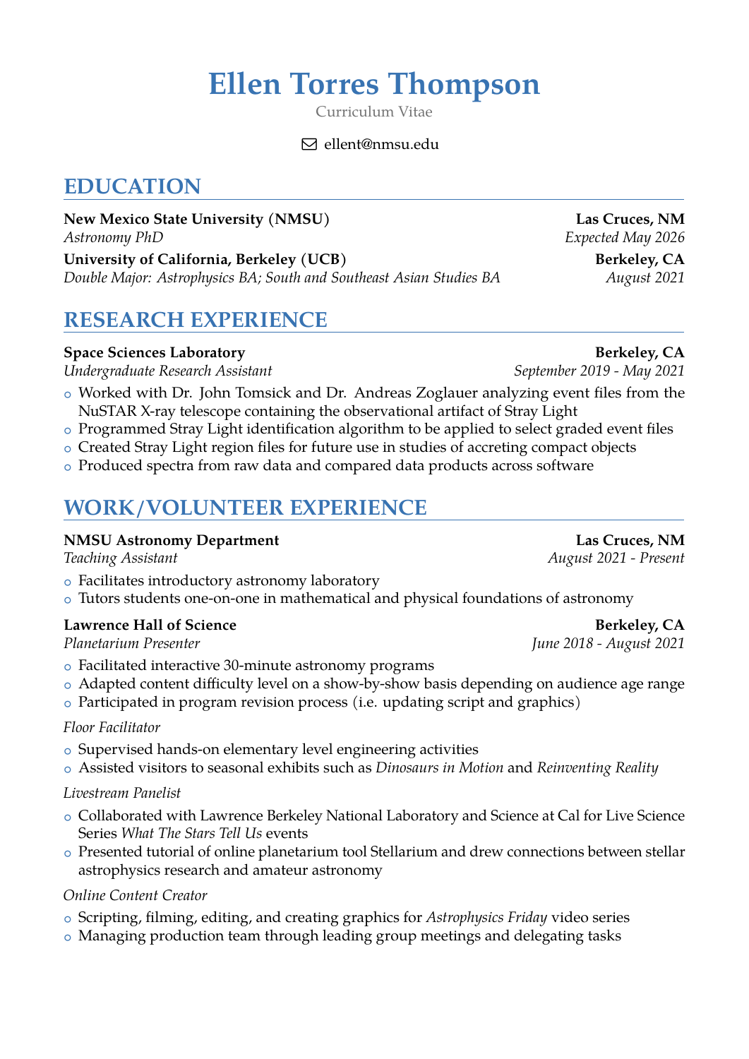# Ellen Torres Thompson

Curriculum Vitae

ellent@nmsu.edu

## EDUCATION

**New Mexico State University (NMSU)** — **Las Cruces, NM**
*Astronomy PhD* — *Expected May 2026*

**University of California, Berkeley (UCB)** — **Berkeley, CA**
*Double Major: Astrophysics BA; South and Southeast Asian Studies BA* — *August 2021*

## RESEARCH EXPERIENCE

**Space Sciences Laboratory** — **Berkeley, CA**
*Undergraduate Research Assistant* — *September 2019 - May 2021*

- Worked with Dr. John Tomsick and Dr. Andreas Zoglauer analyzing event files from the NuSTAR X-ray telescope containing the observational artifact of Stray Light
- Programmed Stray Light identification algorithm to be applied to select graded event files
- Created Stray Light region files for future use in studies of accreting compact objects
- Produced spectra from raw data and compared data products across software

## WORK/VOLUNTEER EXPERIENCE

**NMSU Astronomy Department** — **Las Cruces, NM**
*Teaching Assistant* — *August 2021 - Present*

- Facilitates introductory astronomy laboratory
- Tutors students one-on-one in mathematical and physical foundations of astronomy

**Lawrence Hall of Science** — **Berkeley, CA**
*Planetarium Presenter* — *June 2018 - August 2021*

- Facilitated interactive 30-minute astronomy programs
- Adapted content difficulty level on a show-by-show basis depending on audience age range
- Participated in program revision process (i.e. updating script and graphics)

*Floor Facilitator*

- Supervised hands-on elementary level engineering activities
- Assisted visitors to seasonal exhibits such as *Dinosaurs in Motion* and *Reinventing Reality*

*Livestream Panelist*

- Collaborated with Lawrence Berkeley National Laboratory and Science at Cal for Live Science Series *What The Stars Tell Us* events
- Presented tutorial of online planetarium tool Stellarium and drew connections between stellar astrophysics research and amateur astronomy

*Online Content Creator*

- Scripting, filming, editing, and creating graphics for *Astrophysics Friday* video series
- Managing production team through leading group meetings and delegating tasks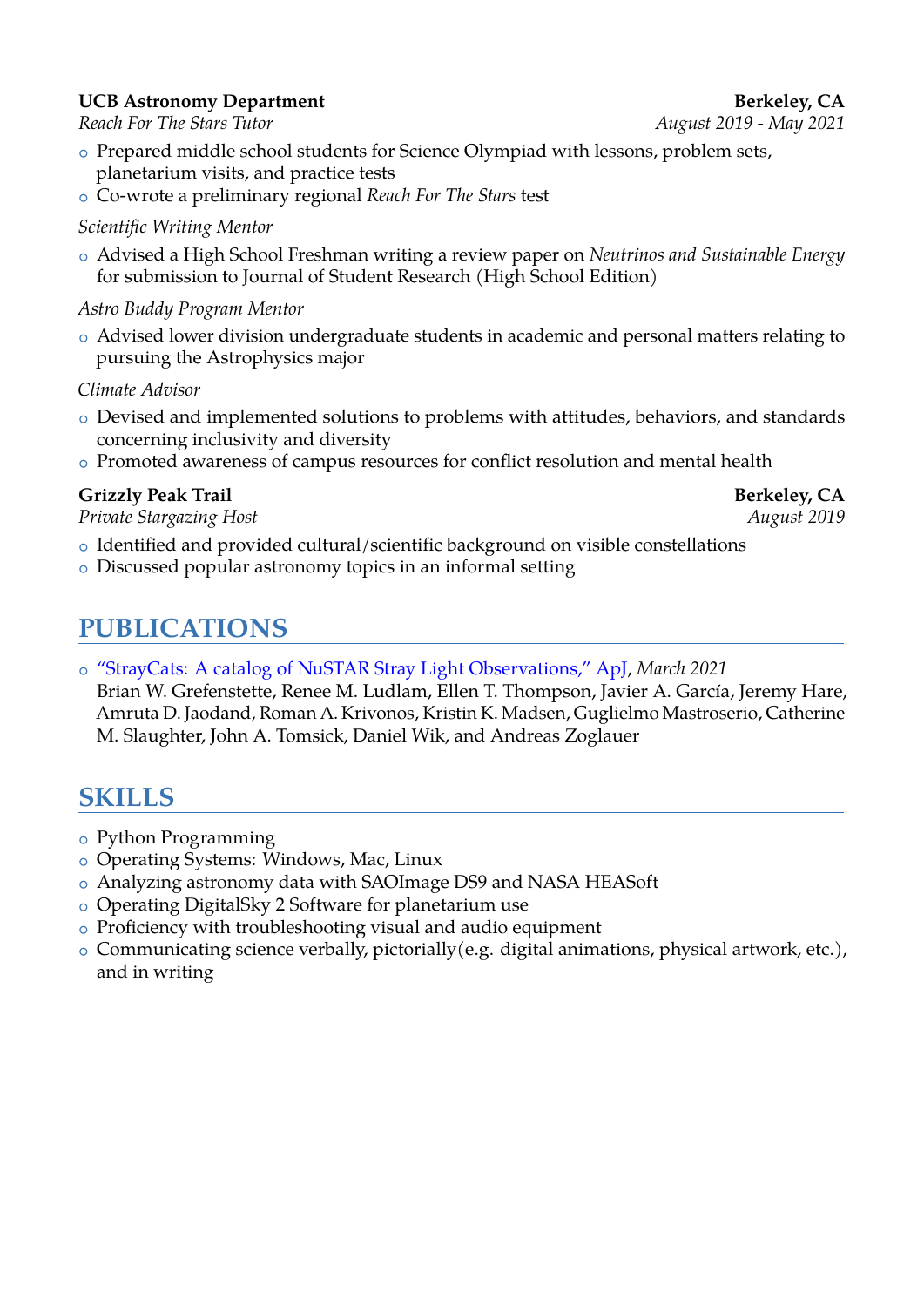**UCB Astronomy Department** **Berkeley, CA**
*Reach For The Stars Tutor* *August 2019 - May 2021*

- Prepared middle school students for Science Olympiad with lessons, problem sets, planetarium visits, and practice tests
- Co-wrote a preliminary regional *Reach For The Stars* test

*Scientific Writing Mentor*

- Advised a High School Freshman writing a review paper on *Neutrinos and Sustainable Energy* for submission to Journal of Student Research (High School Edition)

*Astro Buddy Program Mentor*

- Advised lower division undergraduate students in academic and personal matters relating to pursuing the Astrophysics major

*Climate Advisor*

- Devised and implemented solutions to problems with attitudes, behaviors, and standards concerning inclusivity and diversity
- Promoted awareness of campus resources for conflict resolution and mental health

**Grizzly Peak Trail** **Berkeley, CA**
*Private Stargazing Host* *August 2019*

- Identified and provided cultural/scientific background on visible constellations
- Discussed popular astronomy topics in an informal setting

## PUBLICATIONS

- "StrayCats: A catalog of NuSTAR Stray Light Observations," ApJ, *March 2021*
  Brian W. Grefenstette, Renee M. Ludlam, Ellen T. Thompson, Javier A. García, Jeremy Hare, Amruta D. Jaodand, Roman A. Krivonos, Kristin K. Madsen, Guglielmo Mastroserio, Catherine M. Slaughter, John A. Tomsick, Daniel Wik, and Andreas Zoglauer

## SKILLS

- Python Programming
- Operating Systems: Windows, Mac, Linux
- Analyzing astronomy data with SAOImage DS9 and NASA HEASoft
- Operating DigitalSky 2 Software for planetarium use
- Proficiency with troubleshooting visual and audio equipment
- Communicating science verbally, pictorially(e.g. digital animations, physical artwork, etc.), and in writing